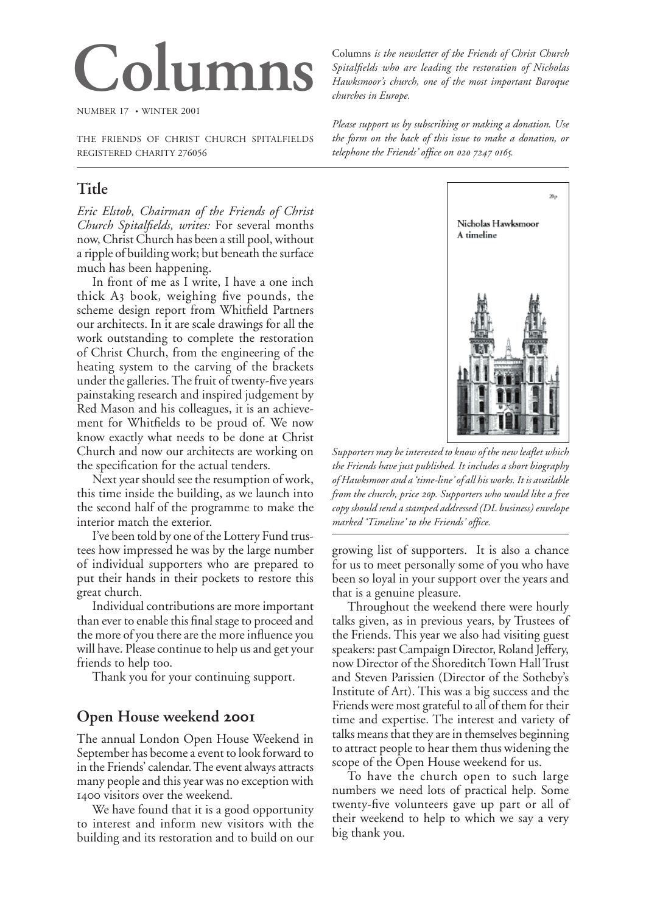# Columns

NUMBER 17 • WINTER 2001

THE FRIENDS OF CHRIST CHURCH SPITALFIELDS
REGISTERED CHARITY 276056

*Columns is the newsletter of the Friends of Christ Church Spitalfields who are leading the restoration of Nicholas Hawksmoor's church, one of the most important Baroque churches in Europe.*

*Please support us by subscribing or making a donation. Use the form on the back of this issue to make a donation, or telephone the Friends' office on 020 7247 0165.*

## Title

*Eric Elstob, Chairman of the Friends of Christ Church Spitalfields, writes:* For several months now, Christ Church has been a still pool, without a ripple of building work; but beneath the surface much has been happening.

In front of me as I write, I have a one inch thick A3 book, weighing five pounds, the scheme design report from Whitfield Partners our architects. In it are scale drawings for all the work outstanding to complete the restoration of Christ Church, from the engineering of the heating system to the carving of the brackets under the galleries. The fruit of twenty-five years painstaking research and inspired judgement by Red Mason and his colleagues, it is an achievement for Whitfields to be proud of. We now know exactly what needs to be done at Christ Church and now our architects are working on the specification for the actual tenders.

Next year should see the resumption of work, this time inside the building, as we launch into the second half of the programme to make the interior match the exterior.

I've been told by one of the Lottery Fund trustees how impressed he was by the large number of individual supporters who are prepared to put their hands in their pockets to restore this great church.

Individual contributions are more important than ever to enable this final stage to proceed and the more of you there are the more influence you will have. Please continue to help us and get your friends to help too.

Thank you for your continuing support.

## Open House weekend 2001

The annual London Open House Weekend in September has become a event to look forward to in the Friends' calendar. The event always attracts many people and this year was no exception with 1400 visitors over the weekend.

We have found that it is a good opportunity to interest and inform new visitors with the building and its restoration and to build on our growing list of supporters. It is also a chance for us to meet personally some of you who have been so loyal in your support over the years and that is a genuine pleasure.

Throughout the weekend there were hourly talks given, as in previous years, by Trustees of the Friends. This year we also had visiting guest speakers: past Campaign Director, Roland Jeffery, now Director of the Shoreditch Town Hall Trust and Steven Parissien (Director of the Sotheby's Institute of Art). This was a big success and the Friends were most grateful to all of them for their time and expertise. The interest and variety of talks means that they are in themselves beginning to attract people to hear them thus widening the scope of the Open House weekend for us.

To have the church open to such large numbers we need lots of practical help. Some twenty-five volunteers gave up part or all of their weekend to help to which we say a very big thank you.

20p

Nicholas Hawksmoor
A timeline

*Supporters may be interested to know of the new leaflet which the Friends have just published. It includes a short biography of Hawksmoor and a 'time-line' of all his works. It is available from the church, price 20p. Supporters who would like a free copy should send a stamped addressed (DL business) envelope marked 'Timeline' to the Friends' office.*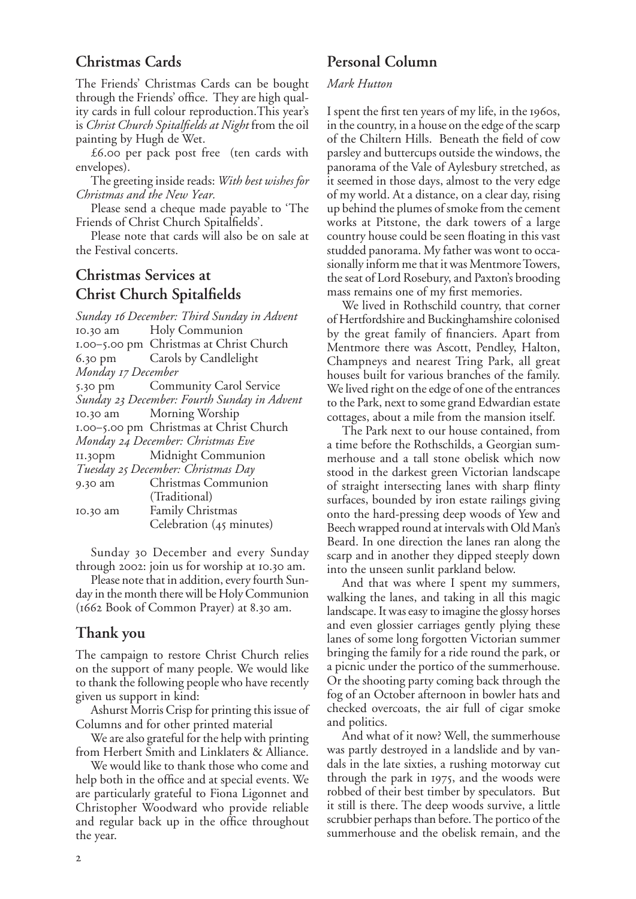## Christmas Cards

The Friends' Christmas Cards can be bought through the Friends' office. They are high quality cards in full colour reproduction. This year's is *Christ Church Spitalfields at Night* from the oil painting by Hugh de Wet.

£6.00 per pack post free (ten cards with envelopes).

The greeting inside reads: *With best wishes for Christmas and the New Year.*

Please send a cheque made payable to 'The Friends of Christ Church Spitalfields'.

Please note that cards will also be on sale at the Festival concerts.

## Christmas Services at Christ Church Spitalfields

*Sunday 16 December: Third Sunday in Advent*
10.30 am Holy Communion
1.00–5.00 pm Christmas at Christ Church
6.30 pm Carols by Candlelight

*Monday 17 December*
5.30 pm Community Carol Service

*Sunday 23 December: Fourth Sunday in Advent*
10.30 am Morning Worship
1.00–5.00 pm Christmas at Christ Church

*Monday 24 December: Christmas Eve*
11.30pm Midnight Communion

*Tuesday 25 December: Christmas Day*
9.30 am Christmas Communion (Traditional)
10.30 am Family Christmas Celebration (45 minutes)

Sunday 30 December and every Sunday through 2002: join us for worship at 10.30 am.

Please note that in addition, every fourth Sunday in the month there will be Holy Communion (1662 Book of Common Prayer) at 8.30 am.

## Thank you

The campaign to restore Christ Church relies on the support of many people. We would like to thank the following people who have recently given us support in kind:

Ashurst Morris Crisp for printing this issue of Columns and for other printed material

We are also grateful for the help with printing from Herbert Smith and Linklaters & Alliance.

We would like to thank those who come and help both in the office and at special events. We are particularly grateful to Fiona Ligonnet and Christopher Woodward who provide reliable and regular back up in the office throughout the year.

## Personal Column

*Mark Hutton*

I spent the first ten years of my life, in the 1960s, in the country, in a house on the edge of the scarp of the Chiltern Hills. Beneath the field of cow parsley and buttercups outside the windows, the panorama of the Vale of Aylesbury stretched, as it seemed in those days, almost to the very edge of my world. At a distance, on a clear day, rising up behind the plumes of smoke from the cement works at Pitstone, the dark towers of a large country house could be seen floating in this vast studded panorama. My father was wont to occasionally inform me that it was Mentmore Towers, the seat of Lord Rosebury, and Paxton's brooding mass remains one of my first memories.

We lived in Rothschild country, that corner of Hertfordshire and Buckinghamshire colonised by the great family of financiers. Apart from Mentmore there was Ascott, Pendley, Halton, Champneys and nearest Tring Park, all great houses built for various branches of the family. We lived right on the edge of one of the entrances to the Park, next to some grand Edwardian estate cottages, about a mile from the mansion itself.

The Park next to our house contained, from a time before the Rothschilds, a Georgian summerhouse and a tall stone obelisk which now stood in the darkest green Victorian landscape of straight intersecting lanes with sharp flinty surfaces, bounded by iron estate railings giving onto the hard-pressing deep woods of Yew and Beech wrapped round at intervals with Old Man's Beard. In one direction the lanes ran along the scarp and in another they dipped steeply down into the unseen sunlit parkland below.

And that was where I spent my summers, walking the lanes, and taking in all this magic landscape. It was easy to imagine the glossy horses and even glossier carriages gently plying these lanes of some long forgotten Victorian summer bringing the family for a ride round the park, or a picnic under the portico of the summerhouse. Or the shooting party coming back through the fog of an October afternoon in bowler hats and checked overcoats, the air full of cigar smoke and politics.

And what of it now? Well, the summerhouse was partly destroyed in a landslide and by vandals in the late sixties, a rushing motorway cut through the park in 1975, and the woods were robbed of their best timber by speculators. But it still is there. The deep woods survive, a little scrubbier perhaps than before. The portico of the summerhouse and the obelisk remain, and the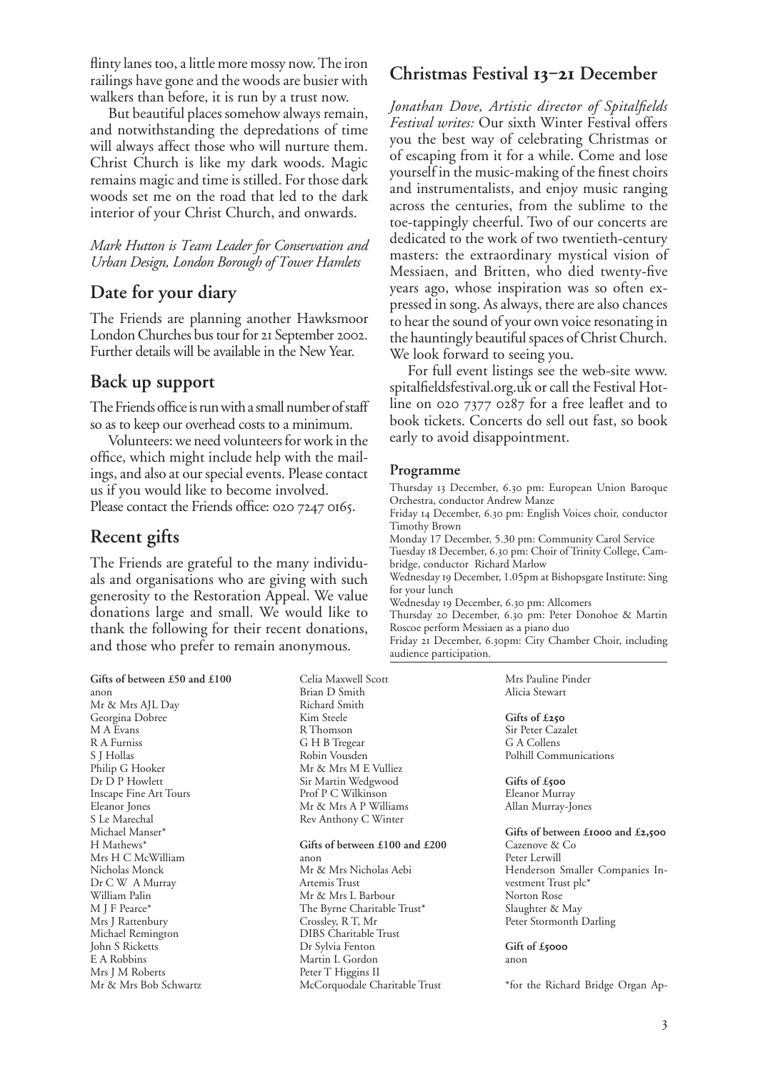flinty lanes too, a little more mossy now. The iron railings have gone and the woods are busier with walkers than before, it is run by a trust now.

But beautiful places somehow always remain, and notwithstanding the depredations of time will always affect those who will nurture them. Christ Church is like my dark woods. Magic remains magic and time is stilled. For those dark woods set me on the road that led to the dark interior of your Christ Church, and onwards.

*Mark Hutton is Team Leader for Conservation and Urban Design, London Borough of Tower Hamlets*

## Date for your diary

The Friends are planning another Hawksmoor London Churches bus tour for 21 September 2002. Further details will be available in the New Year.

## Back up support

The Friends office is run with a small number of staff so as to keep our overhead costs to a minimum.

Volunteers: we need volunteers for work in the office, which might include help with the mailings, and also at our special events. Please contact us if you would like to become involved.
Please contact the Friends office: 020 7247 0165.

## Recent gifts

The Friends are grateful to the many individuals and organisations who are giving with such generosity to the Restoration Appeal. We value donations large and small. We would like to thank the following for their recent donations, and those who prefer to remain anonymous.

**Gifts of between £50 and £100**
anon
Mr & Mrs AJL Day
Georgina Dobree
M A Evans
R A Furniss
S J Hollas
Philip G Hooker
Dr D P Howlett
Inscape Fine Art Tours
Eleanor Jones
S Le Marechal
Michael Manser*
H Mathews*
Mrs H C McWilliam
Nicholas Monck
Dr C W A Murray
William Palin
M J F Pearce*
Mrs J Rattenbury
Michael Remington
John S Ricketts
E A Robbins
Mrs J M Roberts
Mr & Mrs Bob Schwartz
Celia Maxwell Scott
Brian D Smith
Richard Smith
Kim Steele
R Thomson
G H B Tregear
Robin Vousden
Mr & Mrs M E Vulliez
Sir Martin Wedgwood
Prof P C Wilkinson
Mr & Mrs A P Williams
Rev Anthony C Winter

**Gifts of between £100 and £200**
anon
Mr & Mrs Nicholas Aebi
Artemis Trust
Mr & Mrs L Barbour
The Byrne Charitable Trust*
Crossley, R T, Mr
DIBS Charitable Trust
Dr Sylvia Fenton
Martin L Gordon
Peter T Higgins II
McCorquodale Charitable Trust
Mrs Pauline Pinder
Alicia Stewart

**Gifts of £250**
Sir Peter Cazalet
G A Collens
Polhill Communications

**Gifts of £500**
Eleanor Murray
Allan Murray-Jones

**Gifts of between £1000 and £2,500**
Cazenove & Co
Peter Lerwill
Henderson Smaller Companies Investment Trust plc*
Norton Rose
Slaughter & May
Peter Stormonth Darling

**Gift of £5000**
anon

*for the Richard Bridge Organ Ap-

## Christmas Festival 13–21 December

*Jonathan Dove, Artistic director of Spitalfields Festival writes:* Our sixth Winter Festival offers you the best way of celebrating Christmas or of escaping from it for a while. Come and lose yourself in the music-making of the finest choirs and instrumentalists, and enjoy music ranging across the centuries, from the sublime to the toe-tappingly cheerful. Two of our concerts are dedicated to the work of two twentieth-century masters: the extraordinary mystical vision of Messiaen, and Britten, who died twenty-five years ago, whose inspiration was so often expressed in song. As always, there are also chances to hear the sound of your own voice resonating in the hauntingly beautiful spaces of Christ Church. We look forward to seeing you.

For full event listings see the web-site www.spitalfieldsfestival.org.uk or call the Festival Hotline on 020 7377 0287 for a free leaflet and to book tickets. Concerts do sell out fast, so book early to avoid disappointment.

**Programme**

Thursday 13 December, 6.30 pm: European Union Baroque Orchestra, conductor Andrew Manze
Friday 14 December, 6.30 pm: English Voices choir, conductor Timothy Brown
Monday 17 December, 5.30 pm: Community Carol Service
Tuesday 18 December, 6.30 pm: Choir of Trinity College, Cambridge, conductor Richard Marlow
Wednesday 19 December, 1.05pm at Bishopsgate Institute: Sing for your lunch
Wednesday 19 December, 6.30 pm: Allcomers
Thursday 20 December, 6.30 pm: Peter Donohoe & Martin Roscoe perform Messiaen as a piano duo
Friday 21 December, 6.30pm: City Chamber Choir, including audience participation.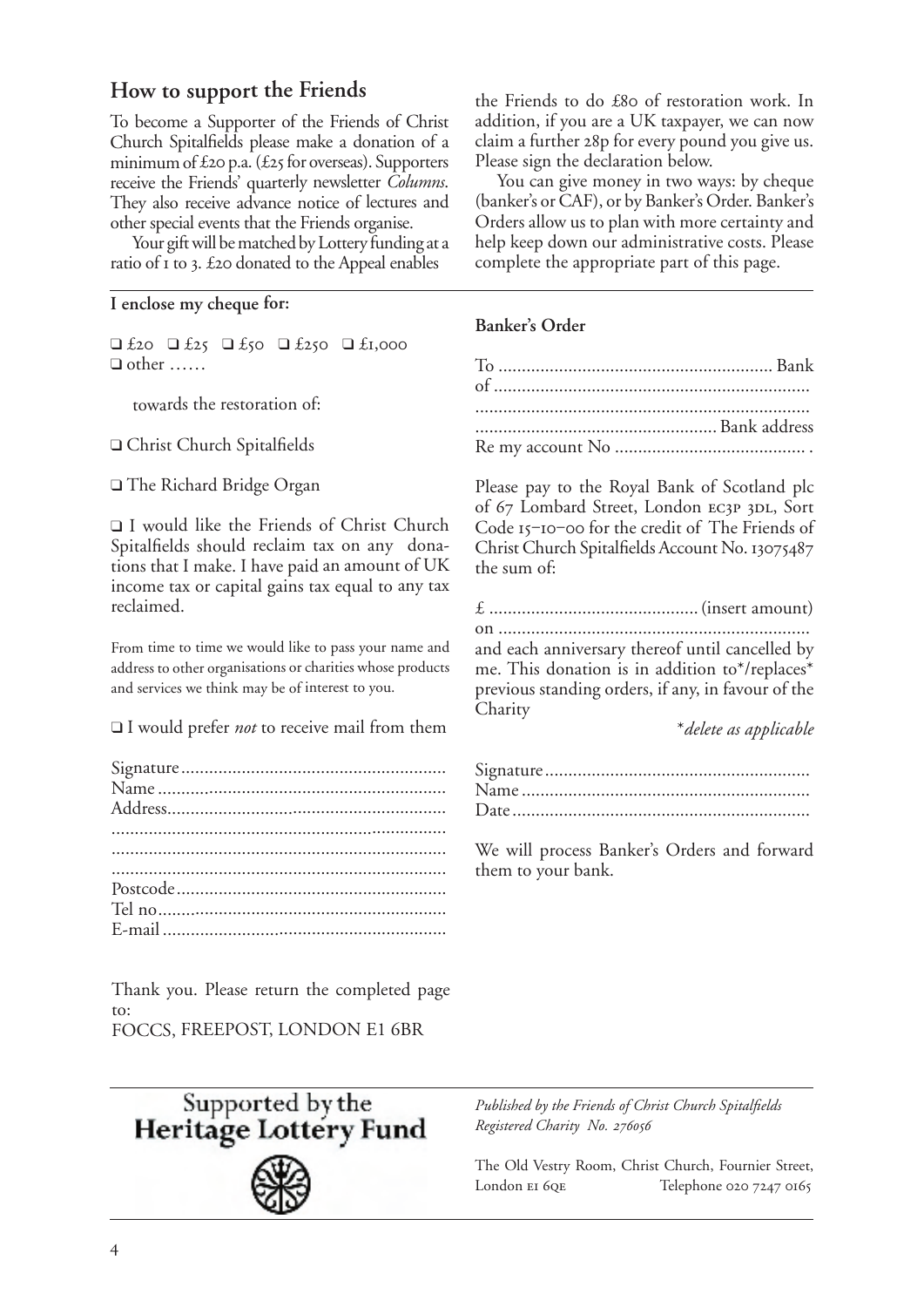## How to support the Friends

To become a Supporter of the Friends of Christ Church Spitalfields please make a donation of a minimum of £20 p.a. (£25 for overseas). Supporters receive the Friends' quarterly newsletter *Columns*. They also receive advance notice of lectures and other special events that the Friends organise.

Your gift will be matched by Lottery funding at a ratio of 1 to 3. £20 donated to the Appeal enables the Friends to do £80 of restoration work. In addition, if you are a UK taxpayer, we can now claim a further 28p for every pound you give us. Please sign the declaration below.

You can give money in two ways: by cheque (banker's or CAF), or by Banker's Order. Banker's Orders allow us to plan with more certainty and help keep down our administrative costs. Please complete the appropriate part of this page.

---

**I enclose my cheque for:**

❑ £20 ❑ £25 ❑ £50 ❑ £250 ❑ £1,000
❑ other ……

towards the restoration of:

❑ Christ Church Spitalfields

❑ The Richard Bridge Organ

❑ I would like the Friends of Christ Church Spitalfields should reclaim tax on any donations that I make. I have paid an amount of UK income tax or capital gains tax equal to any tax reclaimed.

From time to time we would like to pass your name and address to other organisations or charities whose products and services we think may be of interest to you.

❑ I would prefer *not* to receive mail from them

Signature........................................................
Name.............................................................
Address...........................................................
.......................................................................
.......................................................................
.......................................................................
Postcode.........................................................
Tel no.............................................................
E-mail............................................................

Thank you. Please return the completed page to:
FOCCS, FREEPOST, LONDON E1 6BR

**Banker's Order**

To .......................................................... Bank
of ...................................................................
.......................................................................
................................................... Bank address
Re my account No ......................................... .

Please pay to the Royal Bank of Scotland plc of 67 Lombard Street, London EC3P 3DL, Sort Code 15–10–00 for the credit of The Friends of Christ Church Spitalfields Account No. 13075487 the sum of:

£ ............................................ (insert amount)
on ...................................................................
and each anniversary thereof until cancelled by me. This donation is in addition to\*/replaces\* previous standing orders, if any, in favour of the Charity

*\*delete as applicable*

Signature........................................................
Name.............................................................
Date...............................................................

We will process Banker's Orders and forward them to your bank.

---

Supported by the
**Heritage Lottery Fund**

*Published by the Friends of Christ Church Spitalfields*
*Registered Charity No. 276056*

The Old Vestry Room, Christ Church, Fournier Street, London E1 6QE    Telephone 020 7247 0165